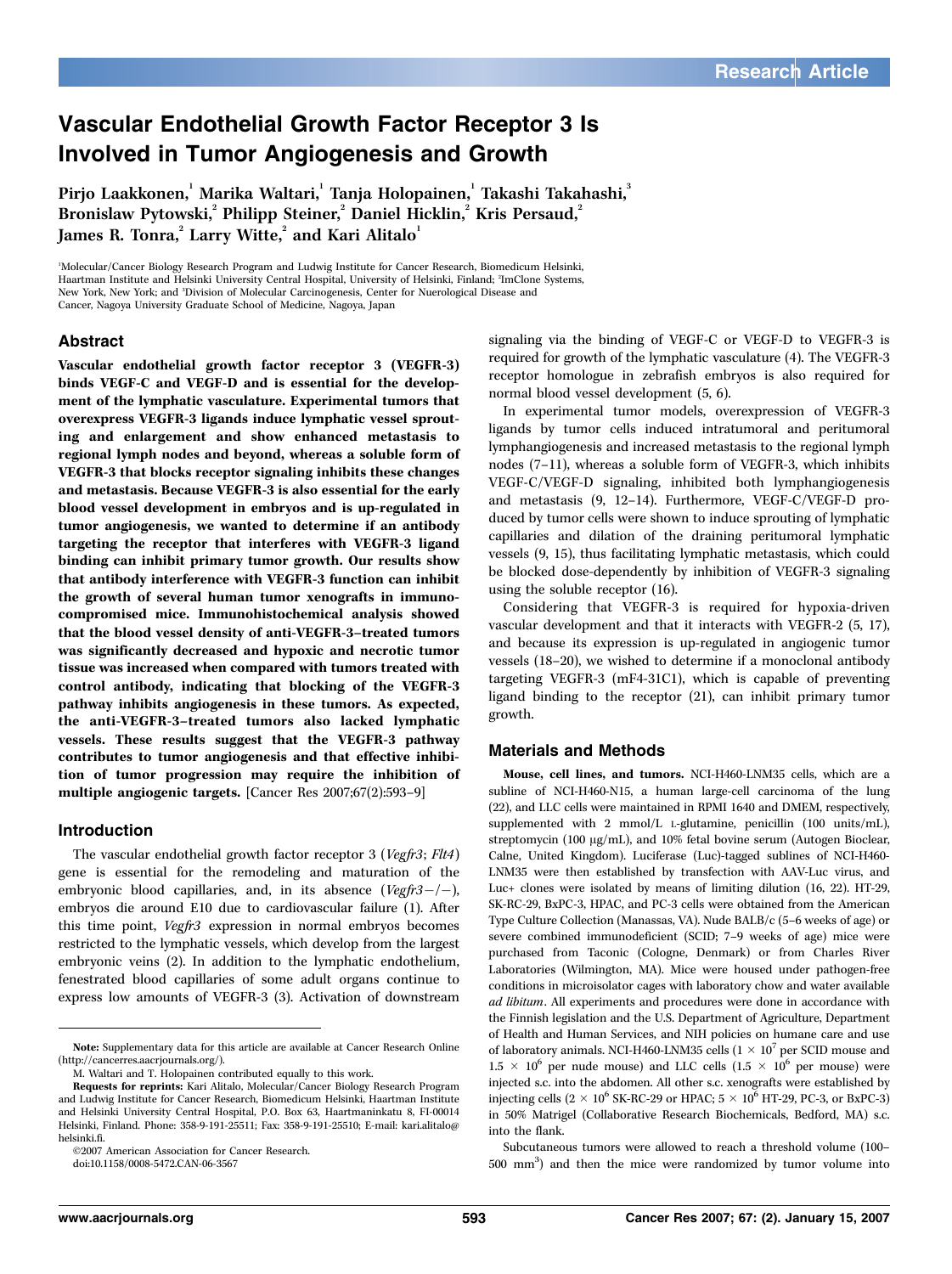Research Article

# Vascular Endothelial Growth Factor Receptor 3 Is Involved in Tumor Angiogenesis and Growth

**Pirjo Laakkonen,[1] Marika Waltari,[1] Tanja Holopainen,[1] Takashi Takahashi,[3] Bronislaw Pytowski,[2] Philipp Steiner,[2] Daniel Hicklin,[2] Kris Persaud,[2] James R. Tonra,[2] Larry Witte,[2] and Kari Alitalo[1]**

[1]Molecular/Cancer Biology Research Program and Ludwig Institute for Cancer Research, Biomedicum Helsinki, Haartman Institute and Helsinki University Central Hospital, University of Helsinki, Finland; [2]ImClone Systems, New York, New York; and [3]Division of Molecular Carcinogenesis, Center for Nuerological Disease and Cancer, Nagoya University Graduate School of Medicine, Nagoya, Japan

## Abstract

**Vascular endothelial growth factor receptor 3 (VEGFR-3) binds VEGF-C and VEGF-D and is essential for the development of the lymphatic vasculature. Experimental tumors that overexpress VEGFR-3 ligands induce lymphatic vessel sprouting and enlargement and show enhanced metastasis to regional lymph nodes and beyond, whereas a soluble form of VEGFR-3 that blocks receptor signaling inhibits these changes and metastasis. Because VEGFR-3 is also essential for the early blood vessel development in embryos and is up-regulated in tumor angiogenesis, we wanted to determine if an antibody targeting the receptor that interferes with VEGFR-3 ligand binding can inhibit primary tumor growth. Our results show that antibody interference with VEGFR-3 function can inhibit the growth of several human tumor xenografts in immunocompromised mice. Immunohistochemical analysis showed that the blood vessel density of anti-VEGFR-3–treated tumors was significantly decreased and hypoxic and necrotic tumor tissue was increased when compared with tumors treated with control antibody, indicating that blocking of the VEGFR-3 pathway inhibits angiogenesis in these tumors. As expected, the anti-VEGFR-3–treated tumors also lacked lymphatic vessels. These results suggest that the VEGFR-3 pathway contributes to tumor angiogenesis and that effective inhibition of tumor progression may require the inhibition of multiple angiogenic targets.** [Cancer Res 2007;67(2):593–9]

## Introduction

The vascular endothelial growth factor receptor 3 (*Vegfr3*; *Flt4*) gene is essential for the remodeling and maturation of the embryonic blood capillaries, and, in its absence (*Vegfr3−/−*), embryos die around E10 due to cardiovascular failure (1). After this time point, *Vegfr3* expression in normal embryos becomes restricted to the lymphatic vessels, which develop from the largest embryonic veins (2). In addition to the lymphatic endothelium, fenestrated blood capillaries of some adult organs continue to express low amounts of VEGFR-3 (3). Activation of downstream signaling via the binding of VEGF-C or VEGF-D to VEGFR-3 is required for growth of the lymphatic vasculature (4). The VEGFR-3 receptor homologue in zebrafish embryos is also required for normal blood vessel development (5, 6).

In experimental tumor models, overexpression of VEGFR-3 ligands by tumor cells induced intratumoral and peritumoral lymphangiogenesis and increased metastasis to the regional lymph nodes (7–11), whereas a soluble form of VEGFR-3, which inhibits VEGF-C/VEGF-D signaling, inhibited both lymphangiogenesis and metastasis (9, 12–14). Furthermore, VEGF-C/VEGF-D produced by tumor cells were shown to induce sprouting of lymphatic capillaries and dilation of the draining peritumoral lymphatic vessels (9, 15), thus facilitating lymphatic metastasis, which could be blocked dose-dependently by inhibition of VEGFR-3 signaling using the soluble receptor (16).

Considering that VEGFR-3 is required for hypoxia-driven vascular development and that it interacts with VEGFR-2 (5, 17), and because its expression is up-regulated in angiogenic tumor vessels (18–20), we wished to determine if a monoclonal antibody targeting VEGFR-3 (mF4-31C1), which is capable of preventing ligand binding to the receptor (21), can inhibit primary tumor growth.

## Materials and Methods

**Mouse, cell lines, and tumors.** NCI-H460-LNM35 cells, which are a subline of NCI-H460-N15, a human large-cell carcinoma of the lung (22), and LLC cells were maintained in RPMI 1640 and DMEM, respectively, supplemented with 2 mmol/L L-glutamine, penicillin (100 units/mL), streptomycin (100 μg/mL), and 10% fetal bovine serum (Autogen Bioclear, Calne, United Kingdom). Luciferase (Luc)-tagged sublines of NCI-H460-LNM35 were then established by transfection with AAV-Luc virus, and Luc+ clones were isolated by means of limiting dilution (16, 22). HT-29, SK-RC-29, BxPC-3, HPAC, and PC-3 cells were obtained from the American Type Culture Collection (Manassas, VA). Nude BALB/c (5–6 weeks of age) or severe combined immunodeficient (SCID; 7–9 weeks of age) mice were purchased from Taconic (Cologne, Denmark) or from Charles River Laboratories (Wilmington, MA). Mice were housed under pathogen-free conditions in microisolator cages with laboratory chow and water available *ad libitum*. All experiments and procedures were done in accordance with the Finnish legislation and the U.S. Department of Agriculture, Department of Health and Human Services, and NIH policies on humane care and use of laboratory animals. NCI-H460-LNM35 cells ($1 \times 10^7$ per SCID mouse and $1.5 \times 10^6$ per nude mouse) and LLC cells ($1.5 \times 10^6$ per mouse) were injected s.c. into the abdomen. All other s.c. xenografts were established by injecting cells ($2 \times 10^6$ SK-RC-29 or HPAC; $5 \times 10^6$ HT-29, PC-3, or BxPC-3) in 50% Matrigel (Collaborative Research Biochemicals, Bedford, MA) s.c. into the flank.

Subcutaneous tumors were allowed to reach a threshold volume (100–500 mm$^3$) and then the mice were randomized by tumor volume into

---

**Note:** Supplementary data for this article are available at Cancer Research Online (http://cancerres.aacrjournals.org/).

M. Waltari and T. Holopainen contributed equally to this work.

**Requests for reprints:** Kari Alitalo, Molecular/Cancer Biology Research Program and Ludwig Institute for Cancer Research, Biomedicum Helsinki, Haartman Institute and Helsinki University Central Hospital, P.O. Box 63, Haartmaninkatu 8, FI-00014 Helsinki, Finland. Phone: 358-9-191-25511; Fax: 358-9-191-25510; E-mail: kari.alitalo@helsinki.fi.

©2007 American Association for Cancer Research.

doi:10.1158/0008-5472.CAN-06-3567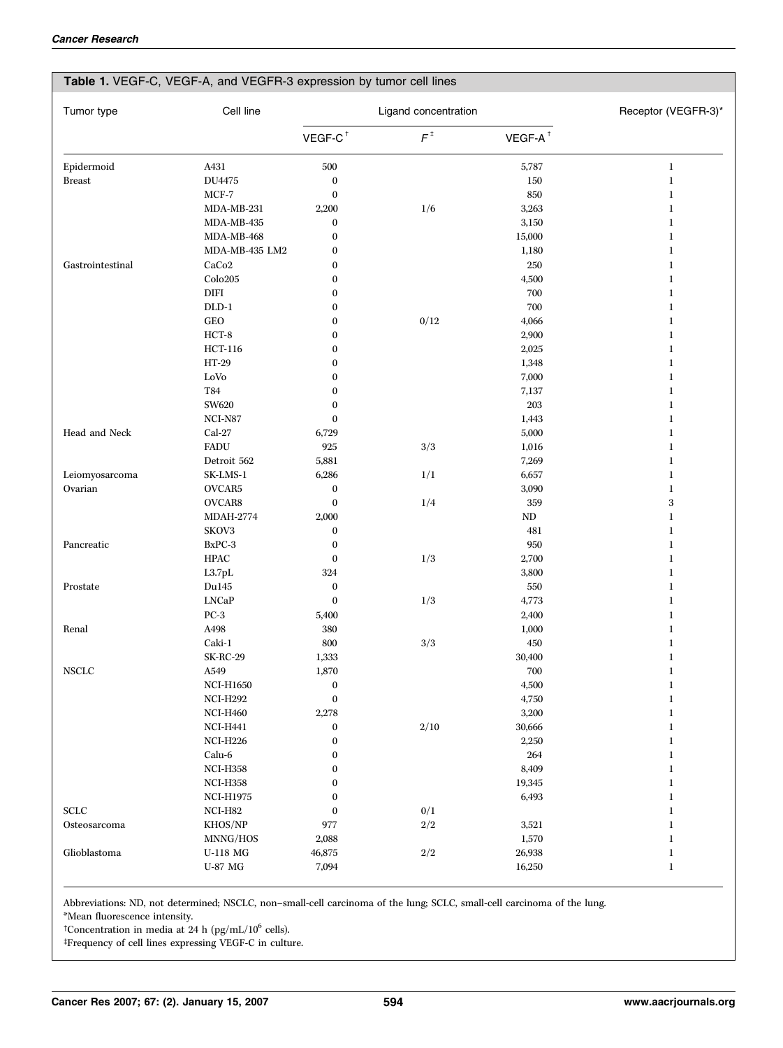**Table 1.** VEGF-C, VEGF-A, and VEGFR-3 expression by tumor cell lines

| Tumor type | Cell line | Ligand concentration | | | Receptor (VEGFR-3)* |
|---|---|---|---|---|---|
| | | VEGF-C † | *F* ‡ | VEGF-A † | |
| Epidermoid | A431 | 500 | | 5,787 | 1 |
| Breast | DU4475 | 0 | | 150 | 1 |
| | MCF-7 | 0 | | 850 | 1 |
| | MDA-MB-231 | 2,200 | 1/6 | 3,263 | 1 |
| | MDA-MB-435 | 0 | | 3,150 | 1 |
| | MDA-MB-468 | 0 | | 15,000 | 1 |
| | MDA-MB-435 LM2 | 0 | | 1,180 | 1 |
| Gastrointestinal | CaCo2 | 0 | | 250 | 1 |
| | Colo205 | 0 | | 4,500 | 1 |
| | DIFI | 0 | | 700 | 1 |
| | DLD-1 | 0 | | 700 | 1 |
| | GEO | 0 | 0/12 | 4,066 | 1 |
| | HCT-8 | 0 | | 2,900 | 1 |
| | HCT-116 | 0 | | 2,025 | 1 |
| | HT-29 | 0 | | 1,348 | 1 |
| | LoVo | 0 | | 7,000 | 1 |
| | T84 | 0 | | 7,137 | 1 |
| | SW620 | 0 | | 203 | 1 |
| | NCI-N87 | 0 | | 1,443 | 1 |
| Head and Neck | Cal-27 | 6,729 | | 5,000 | 1 |
| | FADU | 925 | 3/3 | 1,016 | 1 |
| | Detroit 562 | 5,881 | | 7,269 | 1 |
| Leiomyosarcoma | SK-LMS-1 | 6,286 | 1/1 | 6,657 | 1 |
| Ovarian | OVCAR5 | 0 | | 3,090 | 1 |
| | OVCAR8 | 0 | 1/4 | 359 | 3 |
| | MDAH-2774 | 2,000 | | ND | 1 |
| | SKOV3 | 0 | | 481 | 1 |
| Pancreatic | BxPC-3 | 0 | | 950 | 1 |
| | HPAC | 0 | 1/3 | 2,700 | 1 |
| | L3.7pL | 324 | | 3,800 | 1 |
| Prostate | Du145 | 0 | | 550 | 1 |
| | LNCaP | 0 | 1/3 | 4,773 | 1 |
| | PC-3 | 5,400 | | 2,400 | 1 |
| Renal | A498 | 380 | | 1,000 | 1 |
| | Caki-1 | 800 | 3/3 | 450 | 1 |
| | SK-RC-29 | 1,333 | | 30,400 | 1 |
| NSCLC | A549 | 1,870 | | 700 | 1 |
| | NCI-H1650 | 0 | | 4,500 | 1 |
| | NCI-H292 | 0 | | 4,750 | 1 |
| | NCI-H460 | 2,278 | | 3,200 | 1 |
| | NCI-H441 | 0 | 2/10 | 30,666 | 1 |
| | NCI-H226 | 0 | | 2,250 | 1 |
| | Calu-6 | 0 | | 264 | 1 |
| | NCI-H358 | 0 | | 8,409 | 1 |
| | NCI-H358 | 0 | | 19,345 | 1 |
| | NCI-H1975 | 0 | | 6,493 | 1 |
| SCLC | NCI-H82 | 0 | 0/1 | | 1 |
| Osteosarcoma | KHOS/NP | 977 | 2/2 | 3,521 | 1 |
| | MNNG/HOS | 2,088 | | 1,570 | 1 |
| Glioblastoma | U-118 MG | 46,875 | 2/2 | 26,938 | 1 |
| | U-87 MG | 7,094 | | 16,250 | 1 |

Abbreviations: ND, not determined; NSCLC, non–small-cell carcinoma of the lung; SCLC, small-cell carcinoma of the lung.

*Mean fluorescence intensity.

†Concentration in media at 24 h (pg/mL/$10^6$ cells).

‡Frequency of cell lines expressing VEGF-C in culture.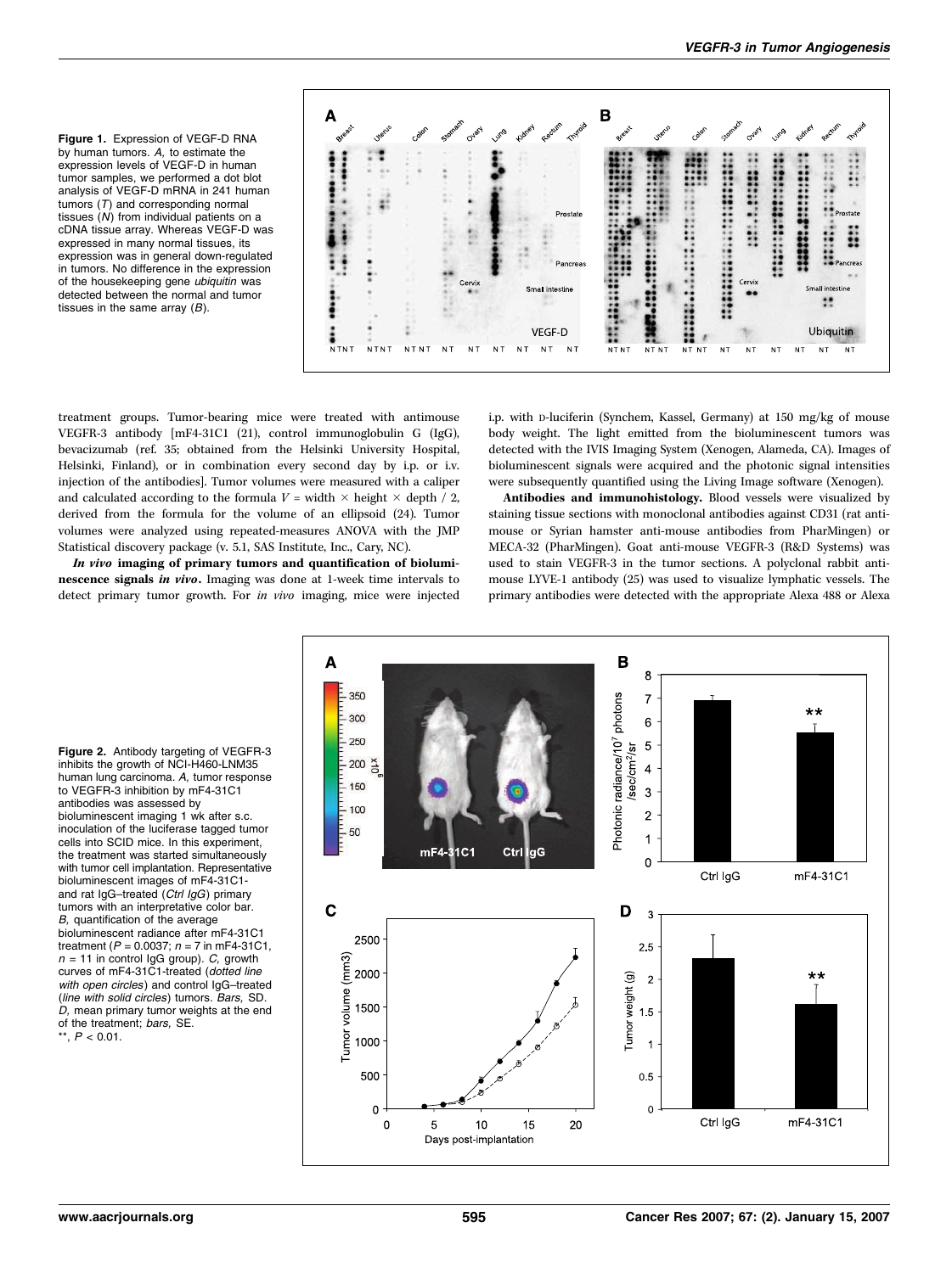Figure 1. Expression of VEGF-D RNA by human tumors. *A,* to estimate the expression levels of VEGF-D in human tumor samples, we performed a dot blot analysis of VEGF-D mRNA in 241 human tumors (*T*) and corresponding normal tissues (*N*) from individual patients on a cDNA tissue array. Whereas VEGF-D was expressed in many normal tissues, its expression was in general down-regulated in tumors. No difference in the expression of the housekeeping gene *ubiquitin* was detected between the normal and tumor tissues in the same array (*B*).

treatment groups. Tumor-bearing mice were treated with antimouse VEGFR-3 antibody [mF4-31C1 (21), control immunoglobulin G (IgG), bevacizumab (ref. 35; obtained from the Helsinki University Hospital, Helsinki, Finland), or in combination every second day by i.p. or i.v. injection of the antibodies]. Tumor volumes were measured with a caliper and calculated according to the formula $V$ = width × height × depth / 2, derived from the formula for the volume of an ellipsoid (24). Tumor volumes were analyzed using repeated-measures ANOVA with the JMP Statistical discovery package (v. 5.1, SAS Institute, Inc., Cary, NC).

***In vivo* imaging of primary tumors and quantification of bioluminescence signals *in vivo*.** Imaging was done at 1-week time intervals to detect primary tumor growth. For *in vivo* imaging, mice were injected i.p. with D-luciferin (Synchem, Kassel, Germany) at 150 mg/kg of mouse body weight. The light emitted from the bioluminescent tumors was detected with the IVIS Imaging System (Xenogen, Alameda, CA). Images of bioluminescent signals were acquired and the photonic signal intensities were subsequently quantified using the Living Image software (Xenogen).

**Antibodies and immunohistology.** Blood vessels were visualized by staining tissue sections with monoclonal antibodies against CD31 (rat anti-mouse or Syrian hamster anti-mouse antibodies from PharMingen) or MECA-32 (PharMingen). Goat anti-mouse VEGFR-3 (R&D Systems) was used to stain VEGFR-3 in the tumor sections. A polyclonal rabbit anti-mouse LYVE-1 antibody (25) was used to visualize lymphatic vessels. The primary antibodies were detected with the appropriate Alexa 488 or Alexa

Figure 2. Antibody targeting of VEGFR-3 inhibits the growth of NCI-H460-LNM35 human lung carcinoma. *A,* tumor response to VEGFR-3 inhibition by mF4-31C1 antibodies was assessed by bioluminescent imaging 1 wk after s.c. inoculation of the luciferase tagged tumor cells into SCID mice. In this experiment, the treatment was started simultaneously with tumor cell implantation. Representative bioluminescent images of mF4-31C1- and rat IgG–treated (*Ctrl IgG*) primary tumors with an interpretative color bar. *B,* quantification of the average bioluminescent radiance after mF4-31C1 treatment ($P = 0.0037$; $n = 7$ in mF4-31C1, $n = 11$ in control IgG group). *C,* growth curves of mF4-31C1-treated (*dotted line with open circles*) and control IgG–treated (*line with solid circles*) tumors. *Bars,* SD. *D,* mean primary tumor weights at the end of the treatment; *bars,* SE. **, $P < 0.01$.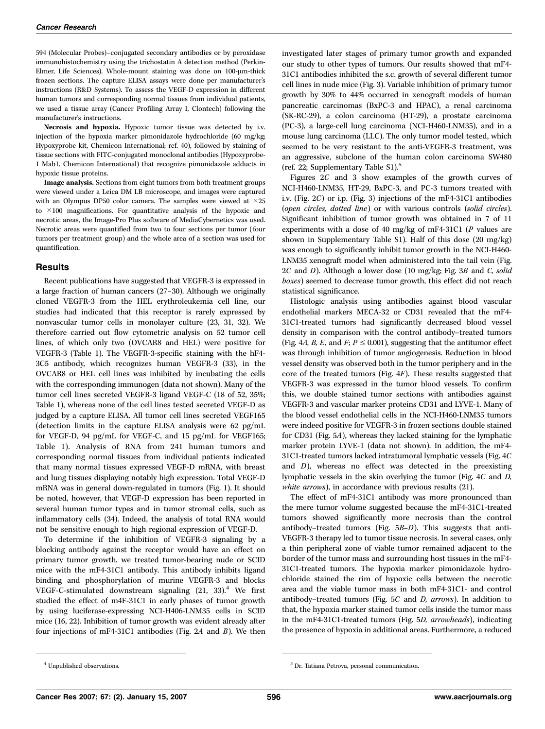594 (Molecular Probes)–conjugated secondary antibodies or by peroxidase immunohistochemistry using the trichostatin A detection method (Perkin-Elmer, Life Sciences). Whole-mount staining was done on 100-μm-thick frozen sections. The capture ELISA assays were done per manufacturer's instructions (R&D Systems). To assess the VEGF-D expression in different human tumors and corresponding normal tissues from individual patients, we used a tissue array (Cancer Profiling Array I, Clontech) following the manufacturer's instructions.

**Necrosis and hypoxia.** Hypoxic tumor tissue was detected by i.v. injection of the hypoxia marker pimonidazole hydrochloride (60 mg/kg; Hypoxyprobe kit, Chemicon International; ref. 40), followed by staining of tissue sections with FITC-conjugated monoclonal antibodies (Hypoxyprobe-1 Mab1, Chemicon International) that recognize pimonidazole adducts in hypoxic tissue proteins.

**Image analysis.** Sections from eight tumors from both treatment groups were viewed under a Leica DM LB microscope, and images were captured with an Olympus DP50 color camera. The samples were viewed at ×25 to ×100 magnifications. For quantitative analysis of the hypoxic and necrotic areas, the Image-Pro Plus software of MediaCybernetics was used. Necrotic areas were quantified from two to four sections per tumor (four tumors per treatment group) and the whole area of a section was used for quantification.

## Results

Recent publications have suggested that VEGFR-3 is expressed in a large fraction of human cancers (27–30). Although we originally cloned VEGFR-3 from the HEL erythroleukemia cell line, our studies had indicated that this receptor is rarely expressed by nonvascular tumor cells in monolayer culture (23, 31, 32). We therefore carried out flow cytometric analysis on 52 tumor cell lines, of which only two (OVCAR8 and HEL) were positive for VEGFR-3 (Table 1). The VEGFR-3-specific staining with the hF4-3C5 antibody, which recognizes human VEGFR-3 (33), in the OVCAR8 or HEL cell lines was inhibited by incubating the cells with the corresponding immunogen (data not shown). Many of the tumor cell lines secreted VEGFR-3 ligand VEGF-C (18 of 52, 35%; Table 1), whereas none of the cell lines tested secreted VEGF-D as judged by a capture ELISA. All tumor cell lines secreted VEGF165 (detection limits in the capture ELISA analysis were 62 pg/mL for VEGF-D, 94 pg/mL for VEGF-C, and 15 pg/mL for VEGF165; Table 1). Analysis of RNA from 241 human tumors and corresponding normal tissues from individual patients indicated that many normal tissues expressed VEGF-D mRNA, with breast and lung tissues displaying notably high expression. Total VEGF-D mRNA was in general down-regulated in tumors (Fig. 1). It should be noted, however, that VEGF-D expression has been reported in several human tumor types and in tumor stromal cells, such as inflammatory cells (34). Indeed, the analysis of total RNA would not be sensitive enough to high regional expression of VEGF-D.

To determine if the inhibition of VEGFR-3 signaling by a blocking antibody against the receptor would have an effect on primary tumor growth, we treated tumor-bearing nude or SCID mice with the mF4-31C1 antibody. This antibody inhibits ligand binding and phosphorylation of murine VEGFR-3 and blocks VEGF-C-stimulated downstream signaling (21, 33).[4] We first studied the effect of m4F-31C1 in early phases of tumor growth by using luciferase-expressing NCI-H406-LNM35 cells in SCID mice (16, 22). Inhibition of tumor growth was evident already after four injections of mF4-31C1 antibodies (Fig. 2*A* and *B*). We then investigated later stages of primary tumor growth and expanded our study to other types of tumors. Our results showed that mF4-31C1 antibodies inhibited the s.c. growth of several different tumor cell lines in nude mice (Fig. 3). Variable inhibition of primary tumor growth by 30% to 44% occurred in xenograft models of human pancreatic carcinomas (BxPC-3 and HPAC), a renal carcinoma (SK-RC-29), a colon carcinoma (HT-29), a prostate carcinoma (PC-3), a large-cell lung carcinoma (NCI-H460-LNM35), and in a mouse lung carcinoma (LLC). The only tumor model tested, which seemed to be very resistant to the anti-VEGFR-3 treatment, was an aggressive, subclone of the human colon carcinoma SW480 (ref. 22; Supplementary Table S1).[5]

Figures 2*C* and 3 show examples of the growth curves of NCI-H460-LNM35, HT-29, BxPC-3, and PC-3 tumors treated with i.v. (Fig. 2*C*) or i.p. (Fig. 3) injections of the mF4-31C1 antibodies (*open circles, dotted line*) or with various controls (*solid circles*). Significant inhibition of tumor growth was obtained in 7 of 11 experiments with a dose of 40 mg/kg of mF4-31C1 (*P* values are shown in Supplementary Table S1). Half of this dose (20 mg/kg) was enough to significantly inhibit tumor growth in the NCI-H460-LNM35 xenograft model when administered into the tail vein (Fig. 2*C* and *D*). Although a lower dose (10 mg/kg; Fig. 3*B* and *C, solid boxes*) seemed to decrease tumor growth, this effect did not reach statistical significance.

Histologic analysis using antibodies against blood vascular endothelial markers MECA-32 or CD31 revealed that the mF4-31C1-treated tumors had significantly decreased blood vessel density in comparison with the control antibody–treated tumors (Fig. 4*A, B, E*, and *F*; $P \leq 0.001$), suggesting that the antitumor effect was through inhibition of tumor angiogenesis. Reduction in blood vessel density was observed both in the tumor periphery and in the core of the treated tumors (Fig. 4*F*). These results suggested that VEGFR-3 was expressed in the tumor blood vessels. To confirm this, we double stained tumor sections with antibodies against VEGFR-3 and vascular marker proteins CD31 and LYVE-1. Many of the blood vessel endothelial cells in the NCI-H460-LNM35 tumors were indeed positive for VEGFR-3 in frozen sections double stained for CD31 (Fig. 5*A*), whereas they lacked staining for the lymphatic marker protein LYVE-1 (data not shown). In addition, the mF4-31C1-treated tumors lacked intratumoral lymphatic vessels (Fig. 4*C* and *D*), whereas no effect was detected in the preexisting lymphatic vessels in the skin overlying the tumor (Fig. 4*C* and *D, white arrows*), in accordance with previous results (21).

The effect of mF4-31C1 antibody was more pronounced than the mere tumor volume suggested because the mF4-31C1-treated tumors showed significantly more necrosis than the control antibody–treated tumors (Fig. 5*B–D*). This suggests that anti-VEGFR-3 therapy led to tumor tissue necrosis. In several cases, only a thin peripheral zone of viable tumor remained adjacent to the border of the tumor mass and surrounding host tissues in the mF4-31C1-treated tumors. The hypoxia marker pimonidazole hydrochloride stained the rim of hypoxic cells between the necrotic area and the viable tumor mass in both mF4-31C1- and control antibody–treated tumors (Fig. 5*C* and *D, arrows*). In addition to that, the hypoxia marker stained tumor cells inside the tumor mass in the mF4-31C1-treated tumors (Fig. 5*D, arrowheads*), indicating the presence of hypoxia in additional areas. Furthermore, a reduced

[4] Unpublished observations.

[5] Dr. Tatiana Petrova, personal communication.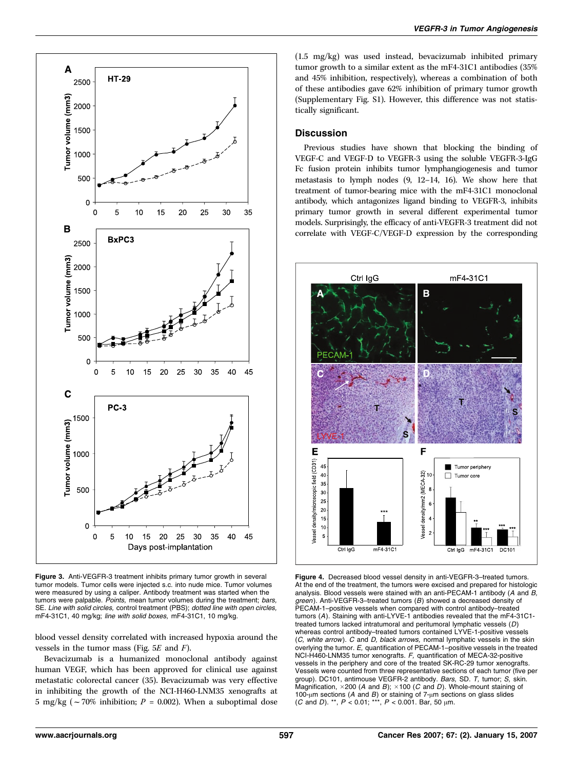Figure 3. Anti-VEGFR-3 treatment inhibits primary tumor growth in several tumor models. Tumor cells were injected s.c. into nude mice. Tumor volumes were measured by using a caliper. Antibody treatment was started when the tumors were palpable. *Points,* mean tumor volumes during the treatment; *bars,* SE. *Line with solid circles,* control treatment (PBS); *dotted line with open circles,* mF4-31C1, 40 mg/kg; *line with solid boxes,* mF4-31C1, 10 mg/kg.

blood vessel density correlated with increased hypoxia around the vessels in the tumor mass (Fig. 5*E* and *F*).

Bevacizumab is a humanized monoclonal antibody against human VEGF, which has been approved for clinical use against metastatic colorectal cancer (35). Bevacizumab was very effective in inhibiting the growth of the NCI-H460-LNM35 xenografts at 5 mg/kg (~70% inhibition; $P = 0.002$). When a suboptimal dose (1.5 mg/kg) was used instead, bevacizumab inhibited primary tumor growth to a similar extent as the mF4-31C1 antibodies (35% and 45% inhibition, respectively), whereas a combination of both of these antibodies gave 62% inhibition of primary tumor growth (Supplementary Fig. S1). However, this difference was not statistically significant.

## Discussion

Previous studies have shown that blocking the binding of VEGF-C and VEGF-D to VEGFR-3 using the soluble VEGFR-3-IgG Fc fusion protein inhibits tumor lymphangiogenesis and tumor metastasis to lymph nodes (9, 12–14, 16). We show here that treatment of tumor-bearing mice with the mF4-31C1 monoclonal antibody, which antagonizes ligand binding to VEGFR-3, inhibits primary tumor growth in several different experimental tumor models. Surprisingly, the efficacy of anti-VEGFR-3 treatment did not correlate with VEGF-C/VEGF-D expression by the corresponding

Figure 4. Decreased blood vessel density in anti-VEGFR-3–treated tumors. At the end of the treatment, the tumors were excised and prepared for histologic analysis. Blood vessels were stained with an anti-PECAM-1 antibody (*A* and *B*, *green*). Anti-VEGFR-3–treated tumors (*B*) showed a decreased density of PECAM-1–positive vessels when compared with control antibody–treated tumors (*A*). Staining with anti-LYVE-1 antibodies revealed that the mF4-31C1-treated tumors lacked intratumoral and peritumoral lymphatic vessels (*D*) whereas control antibody–treated tumors contained LYVE-1-positive vessels (*C*, *white arrow*). *C* and *D*, *black arrows,* normal lymphatic vessels in the skin overlying the tumor. *E*, quantification of PECAM-1–positive vessels in the treated NCI-H460-LNM35 tumor xenografts. *F*, quantification of MECA-32-positive vessels in the periphery and core of the treated SK-RC-29 tumor xenografts. Vessels were counted from three representative sections of each tumor (five per group). DC101, antimouse VEGFR-2 antibody. *Bars,* SD. *T,* tumor; *S,* skin. Magnification, ×200 (*A* and *B*); ×100 (*C* and *D*). Whole-mount staining of 100-μm sections (*A* and *B*) or staining of 7-μm sections on glass slides (*C* and *D*). **, $P < 0.01$; ***, $P < 0.001$. Bar, 50 μm.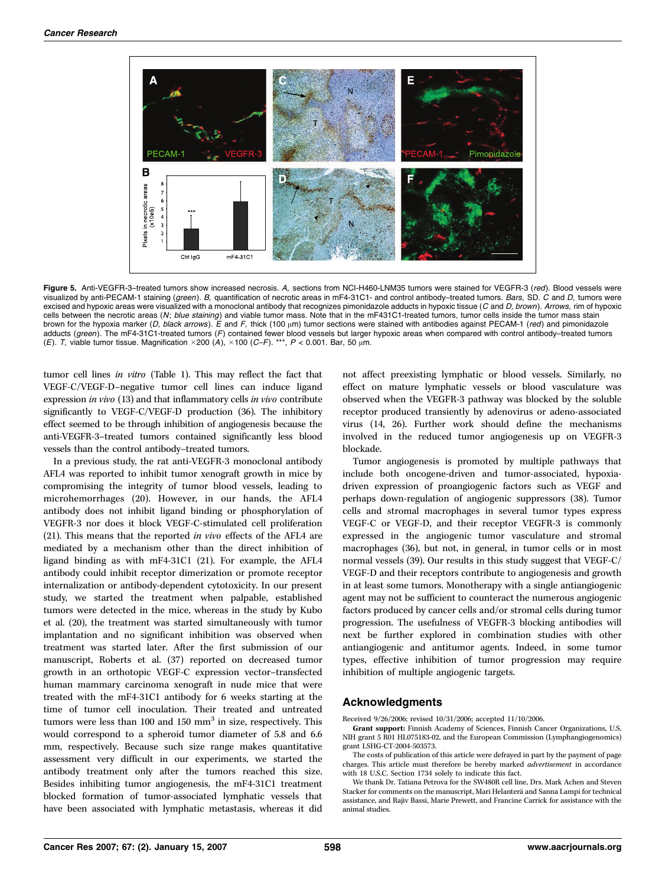Figure 5. Anti-VEGFR-3–treated tumors show increased necrosis. *A,* sections from NCI-H460-LNM35 tumors were stained for VEGFR-3 (*red*). Blood vessels were visualized by anti-PECAM-1 staining (*green*). *B,* quantification of necrotic areas in mF4-31C1- and control antibody–treated tumors. *Bars,* SD. *C* and *D,* tumors were excised and hypoxic areas were visualized with a monoclonal antibody that recognizes pimonidazole adducts in hypoxic tissue (*C* and *D, brown*). *Arrows,* rim of hypoxic cells between the necrotic areas (*N*; *blue staining*) and viable tumor mass. Note that in the mF431C1-treated tumors, tumor cells inside the tumor mass stain brown for the hypoxia marker (*D, black arrows*). *E* and *F,* thick (100 μm) tumor sections were stained with antibodies against PECAM-1 (*red*) and pimonidazole adducts (*green*). The mF4-31C1-treated tumors (*F*) contained fewer blood vessels but larger hypoxic areas when compared with control antibody–treated tumors (*E*). *T,* viable tumor tissue. Magnification ×200 (*A*), ×100 (*C–F*). ***, $P < 0.001$. Bar, 50 μm.

tumor cell lines *in vitro* (Table 1). This may reflect the fact that VEGF-C/VEGF-D–negative tumor cell lines can induce ligand expression *in vivo* (13) and that inflammatory cells *in vivo* contribute significantly to VEGF-C/VEGF-D production (36). The inhibitory effect seemed to be through inhibition of angiogenesis because the anti-VEGFR-3–treated tumors contained significantly less blood vessels than the control antibody–treated tumors.

In a previous study, the rat anti-VEGFR-3 monoclonal antibody AFL4 was reported to inhibit tumor xenograft growth in mice by compromising the integrity of tumor blood vessels, leading to microhemorrhages (20). However, in our hands, the AFL4 antibody does not inhibit ligand binding or phosphorylation of VEGFR-3 nor does it block VEGF-C-stimulated cell proliferation (21). This means that the reported *in vivo* effects of the AFL4 are mediated by a mechanism other than the direct inhibition of ligand binding as with mF4-31C1 (21). For example, the AFL4 antibody could inhibit receptor dimerization or promote receptor internalization or antibody-dependent cytotoxicity. In our present study, we started the treatment when palpable, established tumors were detected in the mice, whereas in the study by Kubo et al. (20), the treatment was started simultaneously with tumor implantation and no significant inhibition was observed when treatment was started later. After the first submission of our manuscript, Roberts et al. (37) reported on decreased tumor growth in an orthotopic VEGF-C expression vector–transfected human mammary carcinoma xenograft in nude mice that were treated with the mF4-31C1 antibody for 6 weeks starting at the time of tumor cell inoculation. Their treated and untreated tumors were less than 100 and 150 $mm^3$ in size, respectively. This would correspond to a spheroid tumor diameter of 5.8 and 6.6 mm, respectively. Because such size range makes quantitative assessment very difficult in our experiments, we started the antibody treatment only after the tumors reached this size. Besides inhibiting tumor angiogenesis, the mF4-31C1 treatment blocked formation of tumor-associated lymphatic vessels that have been associated with lymphatic metastasis, whereas it did not affect preexisting lymphatic or blood vessels. Similarly, no effect on mature lymphatic vessels or blood vasculature was observed when the VEGFR-3 pathway was blocked by the soluble receptor produced transiently by adenovirus or adeno-associated virus (14, 26). Further work should define the mechanisms involved in the reduced tumor angiogenesis up on VEGFR-3 blockade.

Tumor angiogenesis is promoted by multiple pathways that include both oncogene-driven and tumor-associated, hypoxia-driven expression of proangiogenic factors such as VEGF and perhaps down-regulation of angiogenic suppressors (38). Tumor cells and stromal macrophages in several tumor types express VEGF-C or VEGF-D, and their receptor VEGFR-3 is commonly expressed in the angiogenic tumor vasculature and stromal macrophages (36), but not, in general, in tumor cells or in most normal vessels (39). Our results in this study suggest that VEGF-C/VEGF-D and their receptors contribute to angiogenesis and growth in at least some tumors. Monotherapy with a single antiangiogenic agent may not be sufficient to counteract the numerous angiogenic factors produced by cancer cells and/or stromal cells during tumor progression. The usefulness of VEGFR-3 blocking antibodies will next be further explored in combination studies with other antiangiogenic and antitumor agents. Indeed, in some tumor types, effective inhibition of tumor progression may require inhibition of multiple angiogenic targets.

## Acknowledgments

Received 9/26/2006; revised 10/31/2006; accepted 11/10/2006.

**Grant support:** Finnish Academy of Sciences, Finnish Cancer Organizations, U.S. NIH grant 5 R01 HL075183-02, and the European Commission (Lymphangiogenomics) grant LSHG-CT-2004-503573.

The costs of publication of this article were defrayed in part by the payment of page charges. This article must therefore be hereby marked *advertisement* in accordance with 18 U.S.C. Section 1734 solely to indicate this fact.

We thank Dr. Tatiana Petrova for the SW480R cell line, Drs. Mark Achen and Steven Stacker for comments on the manuscript, Mari Helanterä and Sanna Lampi for technical assistance, and Rajiv Bassi, Marie Prewett, and Francine Carrick for assistance with the animal studies.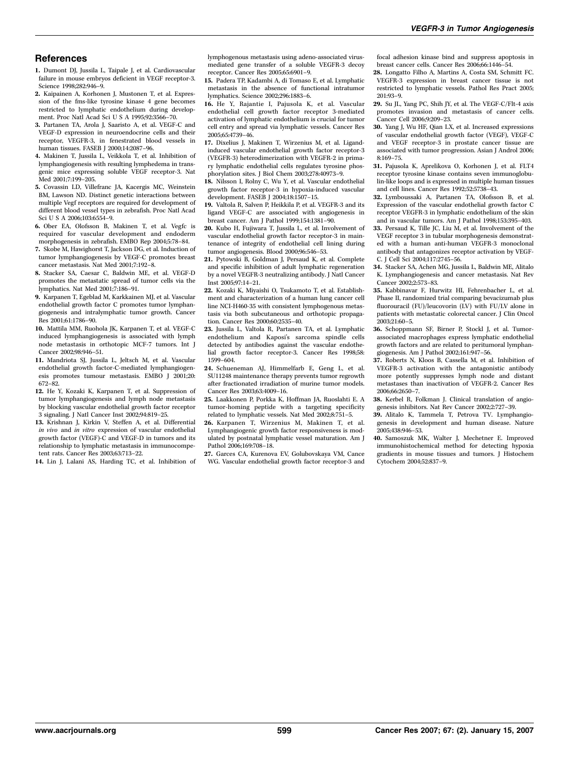## References

1. Dumont DJ, Jussila L, Taipale J, et al. Cardiovascular failure in mouse embryos deficient in VEGF receptor-3. Science 1998;282:946–9.
2. Kaipainen A, Korhonen J, Mustonen T, et al. Expression of the fms-like tyrosine kinase 4 gene becomes restricted to lymphatic endothelium during development. Proc Natl Acad Sci U S A 1995;92:3566–70.
3. Partanen TA, Arola J, Saaristo A, et al. VEGF-C and VEGF-D expression in neuroendocrine cells and their receptor, VEGFR-3, in fenestrated blood vessels in human tissues. FASEB J 2000;14:2087–96.
4. Makinen T, Jussila L, Veikkola T, et al. Inhibition of lymphangiogenesis with resulting lymphedema in transgenic mice expressing soluble VEGF receptor-3. Nat Med 2001;7:199–205.
5. Covassin LD, Villefranc JA, Kacergis MC, Weinstein BM, Lawson ND. Distinct genetic interactions between multiple Vegf receptors are required for development of different blood vessel types in zebrafish. Proc Natl Acad Sci U S A 2006;103:6554–9.
6. Ober EA, Olofsson B, Makinen T, et al. Vegfc is required for vascular development and endoderm morphogenesis in zebrafish. EMBO Rep 2004;5:78–84.
7. Skobe M, Hawighorst T, Jackson DG, et al. Induction of tumor lymphangiogenesis by VEGF-C promotes breast cancer metastasis. Nat Med 2001;7:192–8.
8. Stacker SA, Caesar C, Baldwin ME, et al. VEGF-D promotes the metastatic spread of tumor cells via the lymphatics. Nat Med 2001;7:186–91.
9. Karpanen T, Egeblad M, Karkkainen MJ, et al. Vascular endothelial growth factor C promotes tumor lymphangiogenesis and intralymphatic tumor growth. Cancer Res 2001;61:1786–90.
10. Mattila MM, Ruohola JK, Karpanen T, et al. VEGF-C induced lymphangiogenesis is associated with lymph node metastasis in orthotopic MCF-7 tumors. Int J Cancer 2002;98:946–51.
11. Mandriota SJ, Jussila L, Jeltsch M, et al. Vascular endothelial growth factor-C-mediated lymphangiogenesis promotes tumour metastasis. EMBO J 2001;20:672–82.
12. He Y, Kozaki K, Karpanen T, et al. Suppression of tumor lymphangiogenesis and lymph node metastasis by blocking vascular endothelial growth factor receptor 3 signaling. J Natl Cancer Inst 2002;94:819–25.
13. Krishnan J, Kirkin V, Steffen A, et al. Differential *in vivo* and *in vitro* expression of vascular endothelial growth factor (VEGF)-C and VEGF-D in tumors and its relationship to lymphatic metastasis in immunocompetent rats. Cancer Res 2003;63:713–22.
14. Lin J, Lalani AS, Harding TC, et al. Inhibition of lymphogenous metastasis using adeno-associated virus-mediated gene transfer of a soluble VEGFR-3 decoy receptor. Cancer Res 2005;65:6901–9.
15. Padera TP, Kadambi A, di Tomaso E, et al. Lymphatic metastasis in the absence of functional intratumor lymphatics. Science 2002;296:1883–6.
16. He Y, Rajantie I, Pajusola K, et al. Vascular endothelial cell growth factor receptor 3-mediated activation of lymphatic endothelium is crucial for tumor cell entry and spread via lymphatic vessels. Cancer Res 2005;65:4739–46.
17. Dixelius J, Makinen T, Wirzenius M, et al. Ligand-induced vascular endothelial growth factor receptor-3 (VEGFR-3) heterodimerization with VEGFR-2 in primary lymphatic endothelial cells regulates tyrosine phosphorylation sites. J Biol Chem 2003;278:40973–9.
18. Nilsson I, Rolny C, Wu Y, et al. Vascular endothelial growth factor receptor-3 in hypoxia-induced vascular development. FASEB J 2004;18:1507–15.
19. Valtola R, Salven P, Heikkila P, et al. VEGFR-3 and its ligand VEGF-C are associated with angiogenesis in breast cancer. Am J Pathol 1999;154:1381–90.
20. Kubo H, Fujiwara T, Jussila L, et al. Involvement of vascular endothelial growth factor receptor-3 in maintenance of integrity of endothelial cell lining during tumor angiogenesis. Blood 2000;96:546–53.
21. Pytowski B, Goldman J, Persaud K, et al. Complete and specific inhibition of adult lymphatic regeneration by a novel VEGFR-3 neutralizing antibody. J Natl Cancer Inst 2005;97:14–21.
22. Kozaki K, Miyaishi O, Tsukamoto T, et al. Establishment and characterization of a human lung cancer cell line NCI-H460-35 with consistent lymphogenous metastasis via both subcutaneous and orthotopic propagation. Cancer Res 2000;60:2535–40.
23. Jussila L, Valtola R, Partanen TA, et al. Lymphatic endothelium and Kaposi's sarcoma spindle cells detected by antibodies against the vascular endothelial growth factor receptor-3. Cancer Res 1998;58:1599–604.
24. Schueneman AJ, Himmelfarb E, Geng L, et al. SU11248 maintenance therapy prevents tumor regrowth after fractionated irradiation of murine tumor models. Cancer Res 2003;63:4009–16.
25. Laakkonen P, Porkka K, Hoffman JA, Ruoslahti E. A tumor-homing peptide with a targeting specificity related to lymphatic vessels. Nat Med 2002;8:751–5.
26. Karpanen T, Wirzenius M, Makinen T, et al. Lymphangiogenic growth factor responsiveness is modulated by postnatal lymphatic vessel maturation. Am J Pathol 2006;169:708–18.
27. Garces CA, Kurenova EV, Golubovskaya VM, Cance WG. Vascular endothelial growth factor receptor-3 and focal adhesion kinase bind and suppress apoptosis in breast cancer cells. Cancer Res 2006;66:1446–54.
28. Longatto Filho A, Martins A, Costa SM, Schmitt FC. VEGFR-3 expression in breast cancer tissue is not restricted to lymphatic vessels. Pathol Res Pract 2005;201:93–9.
29. Su JL, Yang PC, Shih JY, et al. The VEGF-C/Flt-4 axis promotes invasion and metastasis of cancer cells. Cancer Cell 2006;9:209–23.
30. Yang J, Wu HF, Qian LX, et al. Increased expressions of vascular endothelial growth factor (VEGF), VEGF-C and VEGF receptor-3 in prostate cancer tissue are associated with tumor progression. Asian J Androl 2006;8:169–75.
31. Pajusola K, Aprelikova O, Korhonen J, et al. FLT4 receptor tyrosine kinase contains seven immunoglobulin-like loops and is expressed in multiple human tissues and cell lines. Cancer Res 1992;52:5738–43.
32. Lymboussaki A, Partanen TA, Olofsson B, et al. Expression of the vascular endothelial growth factor C receptor VEGFR-3 in lymphatic endothelium of the skin and in vascular tumors. Am J Pathol 1998;153:395–403.
33. Persaud K, Tille JC, Liu M, et al. Involvement of the VEGF receptor 3 in tubular morphogenesis demonstrated with a human anti-human VEGFR-3 monoclonal antibody that antagonizes receptor activation by VEGF-C. J Cell Sci 2004;117:2745–56.
34. Stacker SA, Achen MG, Jussila L, Baldwin ME, Alitalo K. Lymphangiogenesis and cancer metastasis. Nat Rev Cancer 2002;2:573–83.
35. Kabbinavar F, Hurwitz HI, Fehrenbacher L, et al. Phase II, randomized trial comparing bevacizumab plus fluorouracil (FU)/leucovorin (LV) with FU/LV alone in patients with metastatic colorectal cancer. J Clin Oncol 2003;21:60–5.
36. Schoppmann SF, Birner P, Stockl J, et al. Tumor-associated macrophages express lymphatic endothelial growth factors and are related to peritumoral lymphangiogenesis. Am J Pathol 2002;161:947–56.
37. Roberts N, Kloos B, Cassella M, et al. Inhibition of VEGFR-3 activation with the antagonistic antibody more potently suppresses lymph node and distant metastases than inactivation of VEGFR-2. Cancer Res 2006;66:2650–7.
38. Kerbel R, Folkman J. Clinical translation of angiogenesis inhibitors. Nat Rev Cancer 2002;2:727–39.
39. Alitalo K, Tammela T, Petrova TV. Lymphangiogenesis in development and human disease. Nature 2005;438:946–53.
40. Samoszuk MK, Walter J, Mechetner E. Improved immunohistochemical method for detecting hypoxia gradients in mouse tissues and tumors. J Histochem Cytochem 2004;52:837–9.